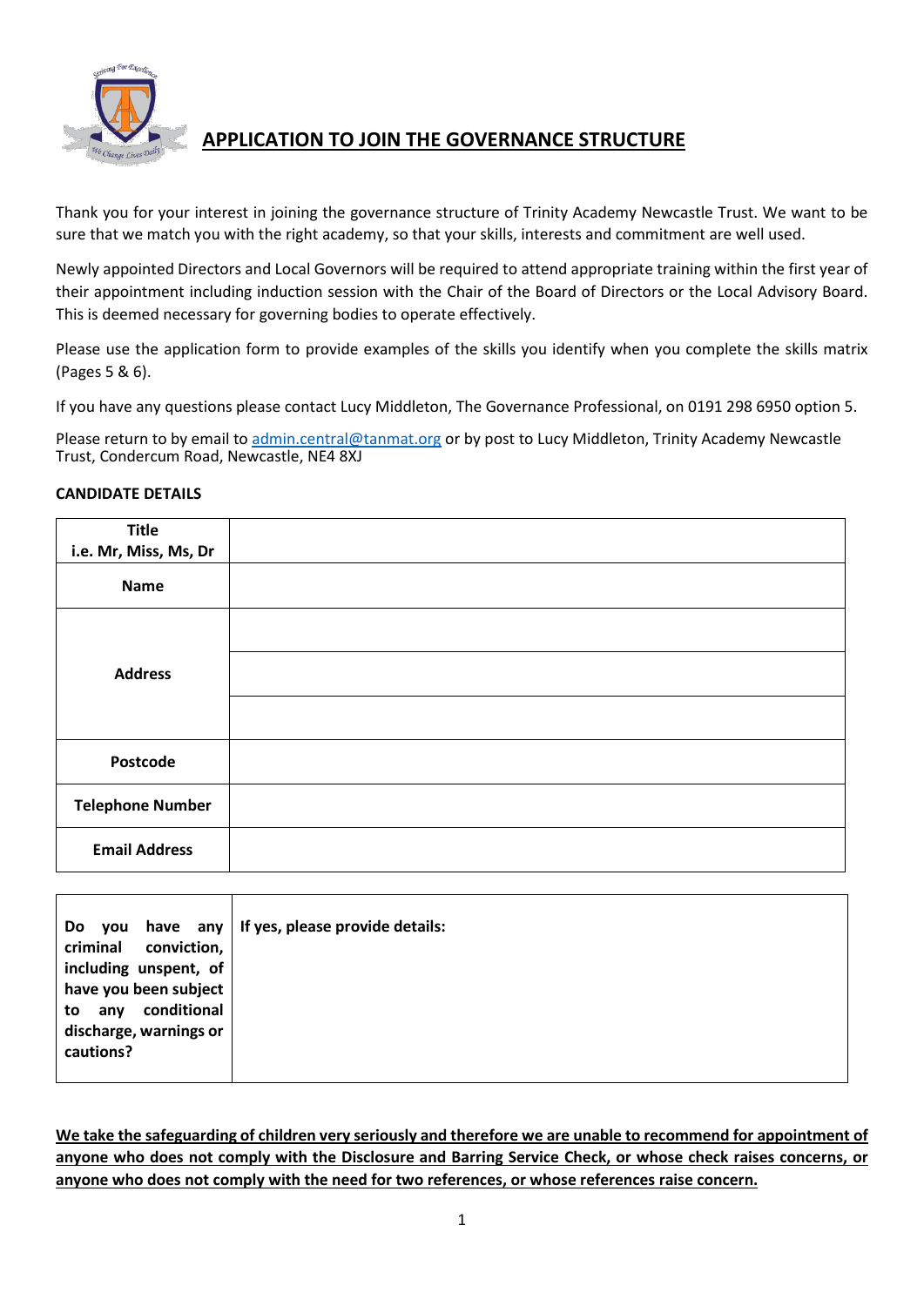# APPLICATION TO JOIN THE GOVERNANCE STRUCTURE

Thank you for your interest in joining the governance structure of Trinity Academy Newcastle Trust. We want to be sure that we match you with the right academy, so that your skills, interests and commitment are well used.

Newly appointed Directors and Local Governors will be required to attend appropriate training within the first year of their appointment including induction session with the Chair of the Board of Directors or the Local Advisory Board. This is deemed necessary for governing bodies to operate effectively.

Please use the application form to provide examples of the skills you identify when you complete the skills matrix (Pages 5 & 6).

If you have any questions please contact Lucy Middleton, The Governance Professional, on 0191 298 6950 option 5.

Please return to by email to admin.central@tanmat.org or by post to Lucy Middleton, Trinity Academy Newcastle Trust, Condercum Road, Newcastle, NE4 8XJ

**CANDIDATE DETAILS**

| **Title** i.e. Mr, Miss, Ms, Dr | |
|---|---|
| **Name** | |
| **Address** | |
| | |
| | |
| **Postcode** | |
| **Telephone Number** | |
| **Email Address** | |

| **Do you have any criminal conviction, including unspent, of have you been subject to any conditional discharge, warnings or cautions?** | **If yes, please provide details:** |
|---|---|

**<u>We take the safeguarding of children very seriously and therefore we are unable to recommend for appointment of anyone who does not comply with the Disclosure and Barring Service Check, or whose check raises concerns, or anyone who does not comply with the need for two references, or whose references raise concern.</u>**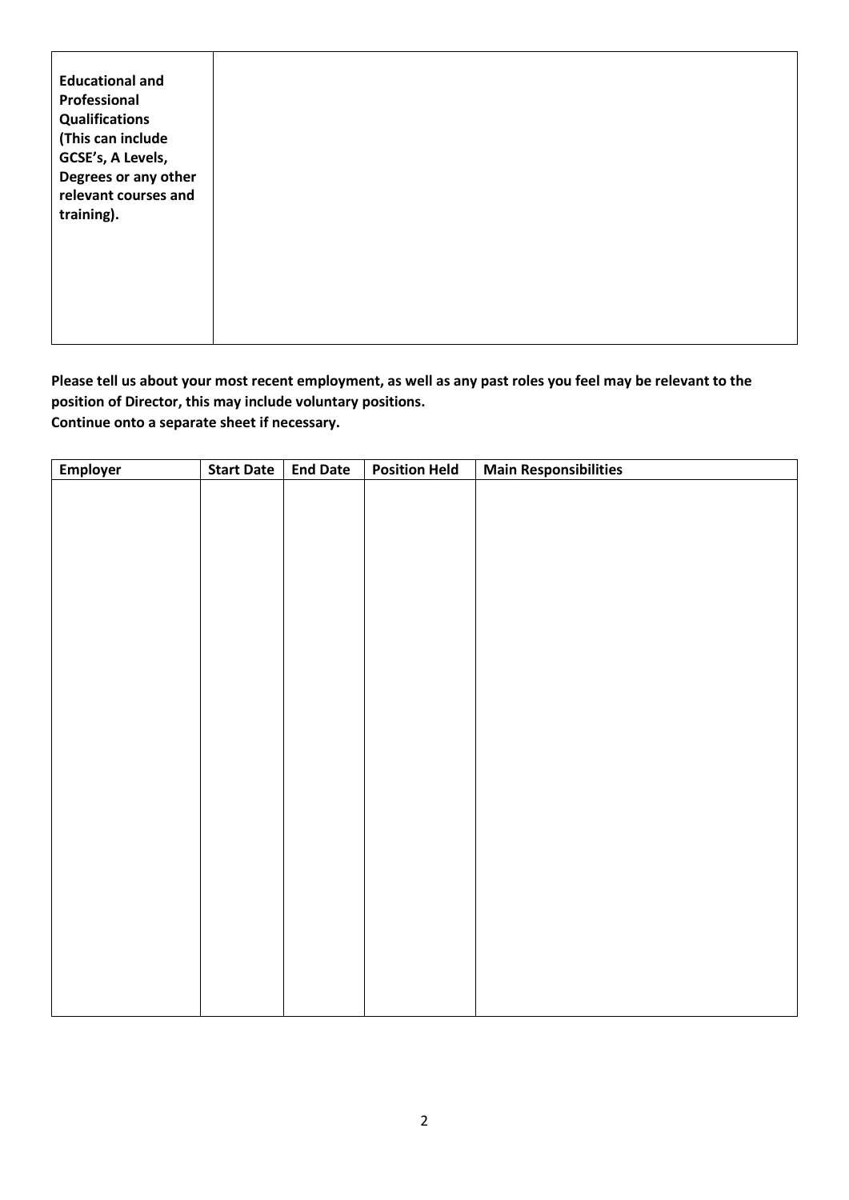| **Educational and Professional Qualifications (This can include GCSE's, A Levels, Degrees or any other relevant courses and training).** | |
|---|---|
| | |

**Please tell us about your most recent employment, as well as any past roles you feel may be relevant to the position of Director, this may include voluntary positions.**
**Continue onto a separate sheet if necessary.**

| Employer | Start Date | End Date | Position Held | Main Responsibilities |
|---|---|---|---|---|
| | | | | |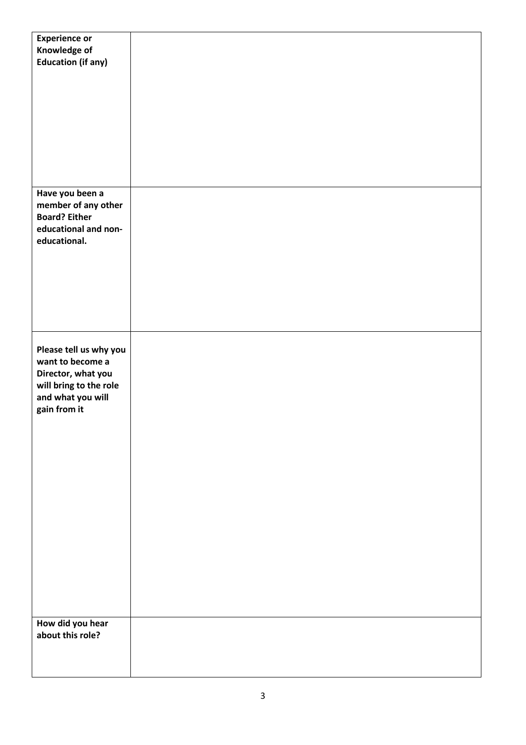| **Experience or Knowledge of Education (if any)** | |
|---|---|
| **Have you been a member of any other Board? Either educational and non-educational.** | |
| **Please tell us why you want to become a Director, what you will bring to the role and what you will gain from it** | |
| **How did you hear about this role?** | |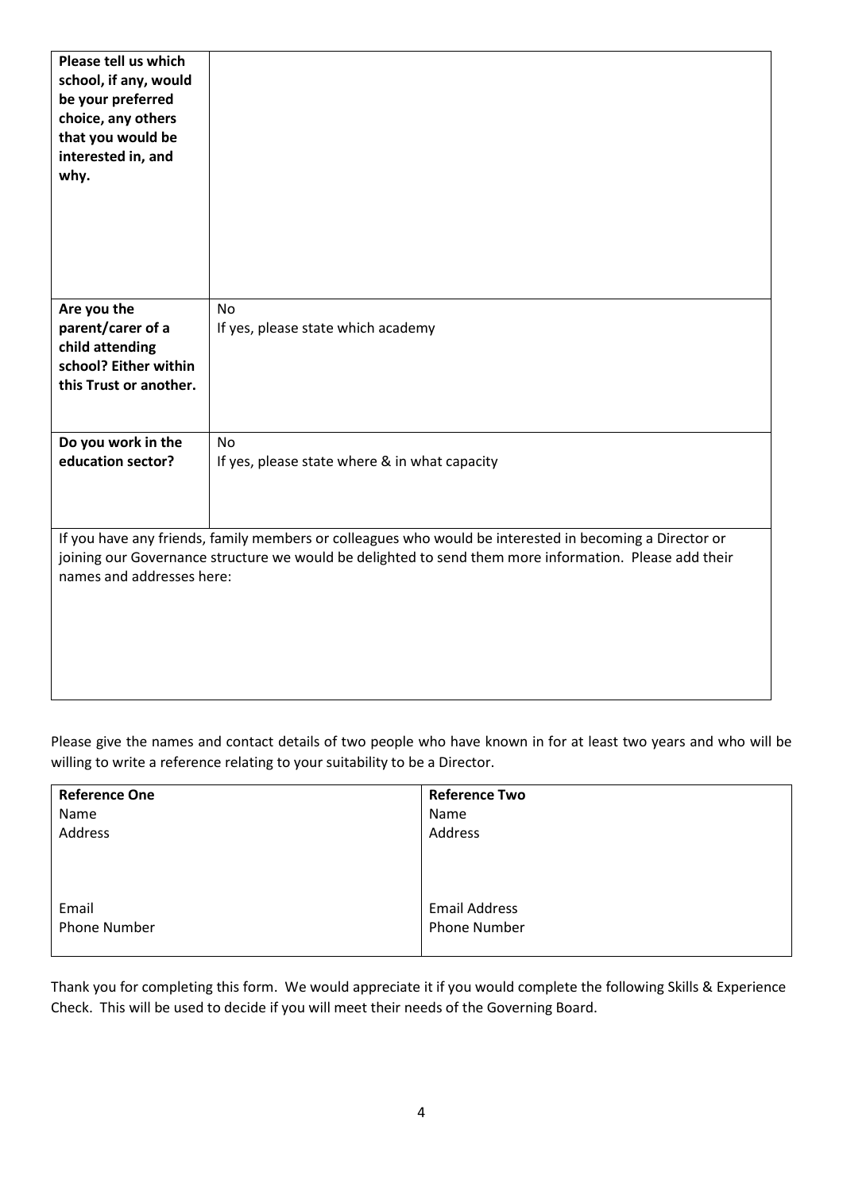| **Please tell us which school, if any, would be your preferred choice, any others that you would be interested in, and why.** | |
|---|---|
| **Are you the parent/carer of a child attending school? Either within this Trust or another.** | No<br>If yes, please state which academy |
| **Do you work in the education sector?** | No<br>If yes, please state where & in what capacity |
| If you have any friends, family members or colleagues who would be interested in becoming a Director or joining our Governance structure we would be delighted to send them more information. Please add their names and addresses here: | |

Please give the names and contact details of two people who have known in for at least two years and who will be willing to write a reference relating to your suitability to be a Director.

| **Reference One** | **Reference Two** |
|---|---|
| Name | Name |
| Address | Address |
| Email | Email Address |
| Phone Number | Phone Number |

Thank you for completing this form. We would appreciate it if you would complete the following Skills & Experience Check. This will be used to decide if you will meet their needs of the Governing Board.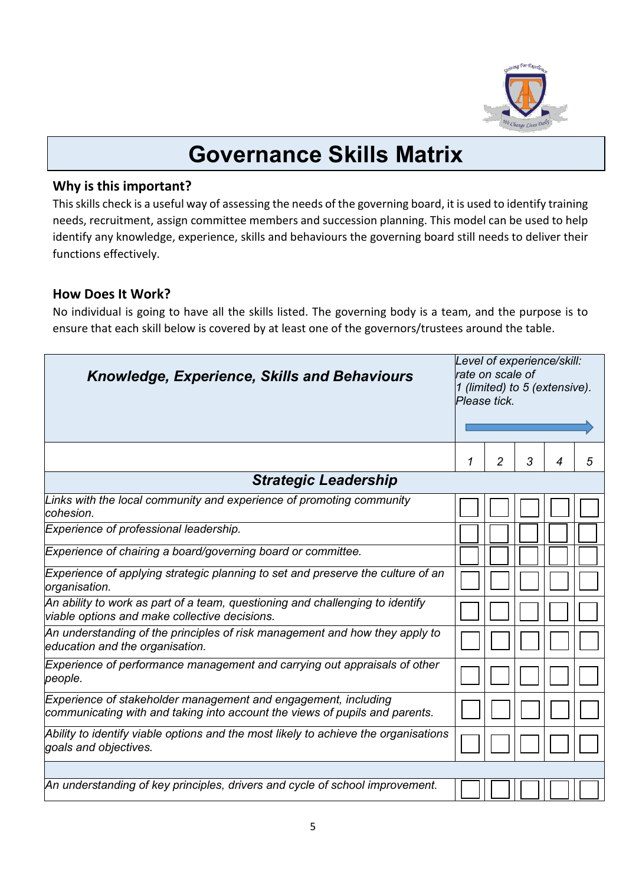# Governance Skills Matrix

### Why is this important?

This skills check is a useful way of assessing the needs of the governing board, it is used to identify training needs, recruitment, assign committee members and succession planning. This model can be used to help identify any knowledge, experience, skills and behaviours the governing board still needs to deliver their functions effectively.

### How Does It Work?

No individual is going to have all the skills listed. The governing body is a team, and the purpose is to ensure that each skill below is covered by at least one of the governors/trustees around the table.

| ***Knowledge, Experience, Skills and Behaviours*** | *Level of experience/skill: rate on scale of 1 (limited) to 5 (extensive). Please tick.* | | | | |
|---|---|---|---|---|---|
| | *1* | *2* | *3* | *4* | *5* |
| ***Strategic Leadership*** | | | | | |
| *Links with the local community and experience of promoting community cohesion.* | ☐ | ☐ | ☐ | ☐ | ☐ |
| *Experience of professional leadership.* | ☐ | ☐ | ☐ | ☐ | ☐ |
| *Experience of chairing a board/governing board or committee.* | ☐ | ☐ | ☐ | ☐ | ☐ |
| *Experience of applying strategic planning to set and preserve the culture of an organisation.* | ☐ | ☐ | ☐ | ☐ | ☐ |
| *An ability to work as part of a team, questioning and challenging to identify viable options and make collective decisions.* | ☐ | ☐ | ☐ | ☐ | ☐ |
| *An understanding of the principles of risk management and how they apply to education and the organisation.* | ☐ | ☐ | ☐ | ☐ | ☐ |
| *Experience of performance management and carrying out appraisals of other people.* | ☐ | ☐ | ☐ | ☐ | ☐ |
| *Experience of stakeholder management and engagement, including communicating with and taking into account the views of pupils and parents.* | ☐ | ☐ | ☐ | ☐ | ☐ |
| *Ability to identify viable options and the most likely to achieve the organisations goals and objectives.* | ☐ | ☐ | ☐ | ☐ | ☐ |
| | | | | | |
| *An understanding of key principles, drivers and cycle of school improvement.* | ☐ | ☐ | ☐ | ☐ | ☐ |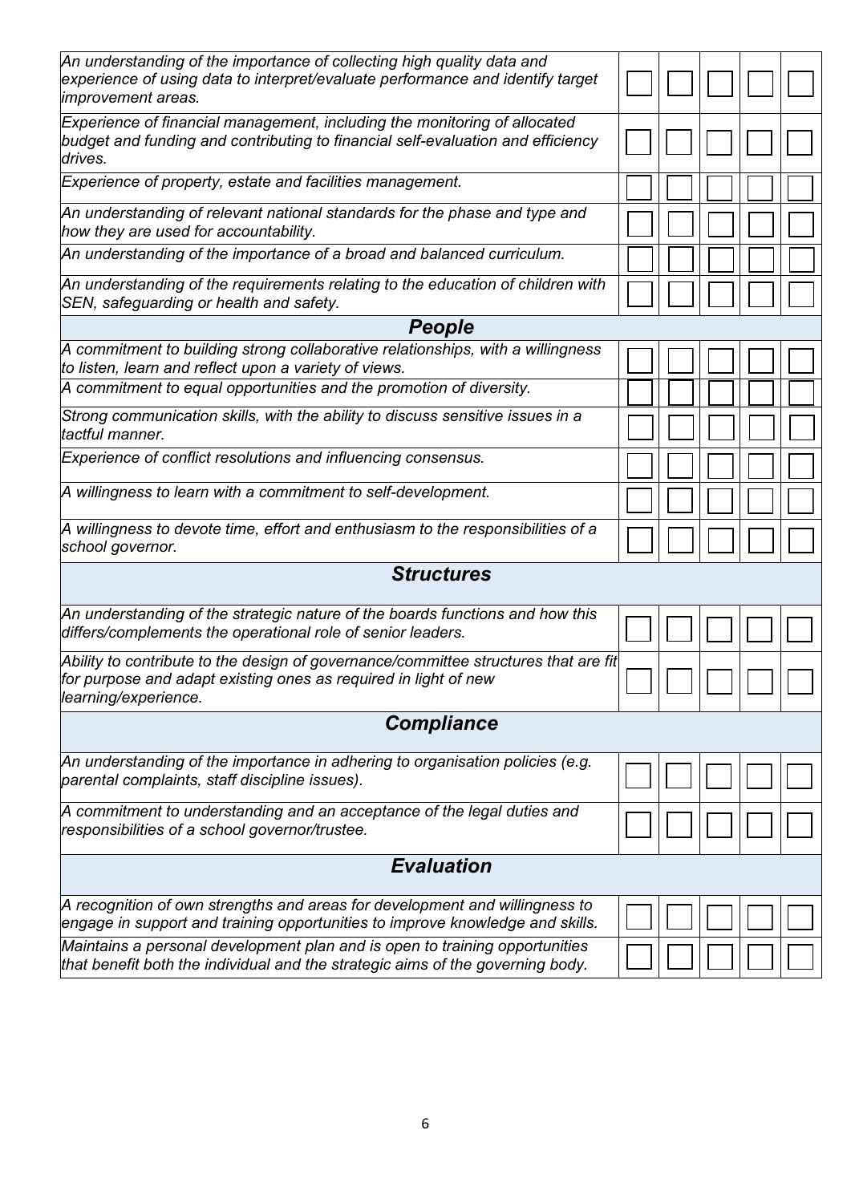| | | | | | |
|---|---|---|---|---|---|
| *An understanding of the importance of collecting high quality data and experience of using data to interpret/evaluate performance and identify target improvement areas.* | ☐ | ☐ | ☐ | ☐ | ☐ |
| *Experience of financial management, including the monitoring of allocated budget and funding and contributing to financial self-evaluation and efficiency drives.* | ☐ | ☐ | ☐ | ☐ | ☐ |
| *Experience of property, estate and facilities management.* | ☐ | ☐ | ☐ | ☐ | ☐ |
| *An understanding of relevant national standards for the phase and type and how they are used for accountability.* | ☐ | ☐ | ☐ | ☐ | ☐ |
| *An understanding of the importance of a broad and balanced curriculum.* | ☐ | ☐ | ☐ | ☐ | ☐ |
| *An understanding of the requirements relating to the education of children with SEN, safeguarding or health and safety.* | ☐ | ☐ | ☐ | ☐ | ☐ |
| ***People*** | | | | | |
| *A commitment to building strong collaborative relationships, with a willingness to listen, learn and reflect upon a variety of views.* | ☐ | ☐ | ☐ | ☐ | ☐ |
| *A commitment to equal opportunities and the promotion of diversity.* | ☐ | ☐ | ☐ | ☐ | ☐ |
| *Strong communication skills, with the ability to discuss sensitive issues in a tactful manner.* | ☐ | ☐ | ☐ | ☐ | ☐ |
| *Experience of conflict resolutions and influencing consensus.* | ☐ | ☐ | ☐ | ☐ | ☐ |
| *A willingness to learn with a commitment to self-development.* | ☐ | ☐ | ☐ | ☐ | ☐ |
| *A willingness to devote time, effort and enthusiasm to the responsibilities of a school governor.* | ☐ | ☐ | ☐ | ☐ | ☐ |
| ***Structures*** | | | | | |
| *An understanding of the strategic nature of the boards functions and how this differs/complements the operational role of senior leaders.* | ☐ | ☐ | ☐ | ☐ | ☐ |
| *Ability to contribute to the design of governance/committee structures that are fit for purpose and adapt existing ones as required in light of new learning/experience.* | ☐ | ☐ | ☐ | ☐ | ☐ |
| ***Compliance*** | | | | | |
| *An understanding of the importance in adhering to organisation policies (e.g. parental complaints, staff discipline issues).* | ☐ | ☐ | ☐ | ☐ | ☐ |
| *A commitment to understanding and an acceptance of the legal duties and responsibilities of a school governor/trustee.* | ☐ | ☐ | ☐ | ☐ | ☐ |
| ***Evaluation*** | | | | | |
| *A recognition of own strengths and areas for development and willingness to engage in support and training opportunities to improve knowledge and skills.* | ☐ | ☐ | ☐ | ☐ | ☐ |
| *Maintains a personal development plan and is open to training opportunities that benefit both the individual and the strategic aims of the governing body.* | ☐ | ☐ | ☐ | ☐ | ☐ |